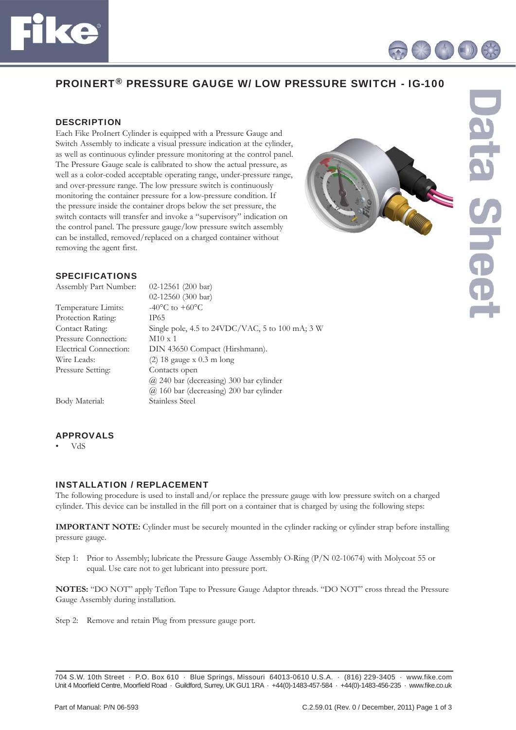# PROINERT® PRESSURE GAUGE W/ LOW PRESSURE SWITCH - IG-100

## DESCRIPTION

Each Fike ProInert Cylinder is equipped with a Pressure Gauge and Switch Assembly to indicate a visual pressure indication at the cylinder, as well as continuous cylinder pressure monitoring at the control panel. The Pressure Gauge scale is calibrated to show the actual pressure, as well as a color-coded acceptable operating range, under-pressure range, and over-pressure range. The low pressure switch is continuously monitoring the container pressure for a low-pressure condition. If the pressure inside the container drops below the set pressure, the switch contacts will transfer and invoke a "supervisory" indication on the control panel. The pressure gauge/low pressure switch assembly can be installed, removed/replaced on a charged container without removing the agent first.

## SPECIFICATIONS

| | |
|---|---|
| Assembly Part Number: | 02-12561 (200 bar) |
| | 02-12560 (300 bar) |
| Temperature Limits: | -40°C to +60°C |
| Protection Rating: | IP65 |
| Contact Rating: | Single pole, 4.5 to 24VDC/VAC, 5 to 100 mA; 3 W |
| Pressure Connection: | M10 x 1 |
| Electrical Connection: | DIN 43650 Compact (Hirshmann). |
| Wire Leads: | (2) 18 gauge x 0.3 m long |
| Pressure Setting: | Contacts open |
| | @ 240 bar (decreasing) 300 bar cylinder |
| | @ 160 bar (decreasing) 200 bar cylinder |
| Body Material: | Stainless Steel |

## APPROVALS

- VdS

## INSTALLATION / REPLACEMENT

The following procedure is used to install and/or replace the pressure gauge with low pressure switch on a charged cylinder. This device can be installed in the fill port on a container that is charged by using the following steps:

**IMPORTANT NOTE:** Cylinder must be securely mounted in the cylinder racking or cylinder strap before installing pressure gauge.

Step 1: Prior to Assembly; lubricate the Pressure Gauge Assembly O-Ring (P/N 02-10674) with Molycoat 55 or equal. Use care not to get lubricant into pressure port.

**NOTES:** "DO NOT" apply Teflon Tape to Pressure Gauge Adaptor threads. "DO NOT" cross thread the Pressure Gauge Assembly during installation.

Step 2: Remove and retain Plug from pressure gauge port.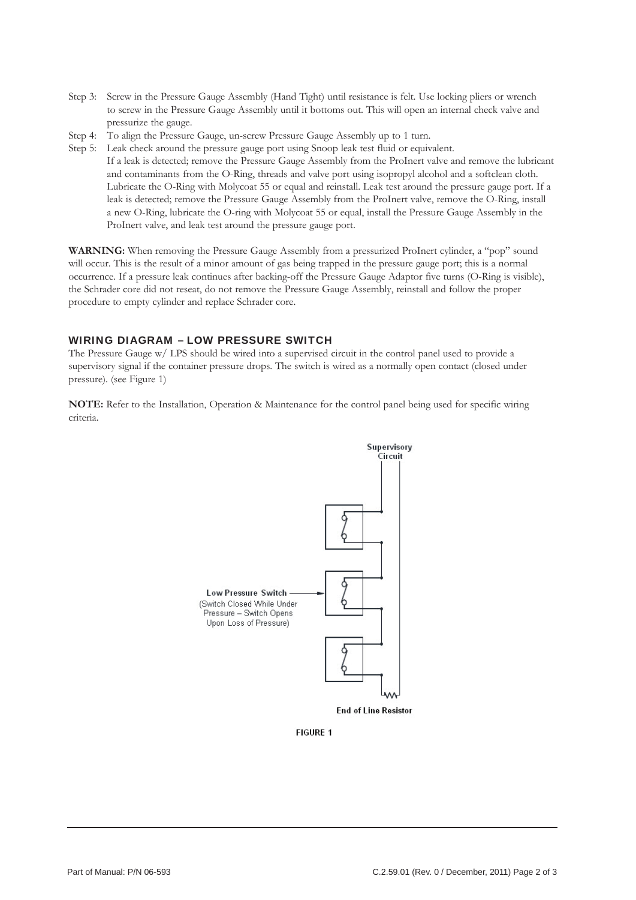Step 3: Screw in the Pressure Gauge Assembly (Hand Tight) until resistance is felt. Use locking pliers or wrench to screw in the Pressure Gauge Assembly until it bottoms out. This will open an internal check valve and pressurize the gauge.

Step 4: To align the Pressure Gauge, un-screw Pressure Gauge Assembly up to 1 turn.

Step 5: Leak check around the pressure gauge port using Snoop leak test fluid or equivalent.
If a leak is detected; remove the Pressure Gauge Assembly from the ProInert valve and remove the lubricant and contaminants from the O-Ring, threads and valve port using isopropyl alcohol and a softclean cloth. Lubricate the O-Ring with Molycoat 55 or equal and reinstall. Leak test around the pressure gauge port. If a leak is detected; remove the Pressure Gauge Assembly from the ProInert valve, remove the O-Ring, install a new O-Ring, lubricate the O-ring with Molycoat 55 or equal, install the Pressure Gauge Assembly in the ProInert valve, and leak test around the pressure gauge port.

**WARNING:** When removing the Pressure Gauge Assembly from a pressurized ProInert cylinder, a "pop" sound will occur. This is the result of a minor amount of gas being trapped in the pressure gauge port; this is a normal occurrence. If a pressure leak continues after backing-off the Pressure Gauge Adaptor five turns (O-Ring is visible), the Schrader core did not reseat, do not remove the Pressure Gauge Assembly, reinstall and follow the proper procedure to empty cylinder and replace Schrader core.

## WIRING DIAGRAM – LOW PRESSURE SWITCH

The Pressure Gauge w/ LPS should be wired into a supervised circuit in the control panel used to provide a supervisory signal if the container pressure drops. The switch is wired as a normally open contact (closed under pressure). (see Figure 1)

**NOTE:** Refer to the Installation, Operation & Maintenance for the control panel being used for specific wiring criteria.

Supervisory Circuit

Low Pressure Switch (Switch Closed While Under Pressure – Switch Opens Upon Loss of Pressure)

End of Line Resistor

FIGURE 1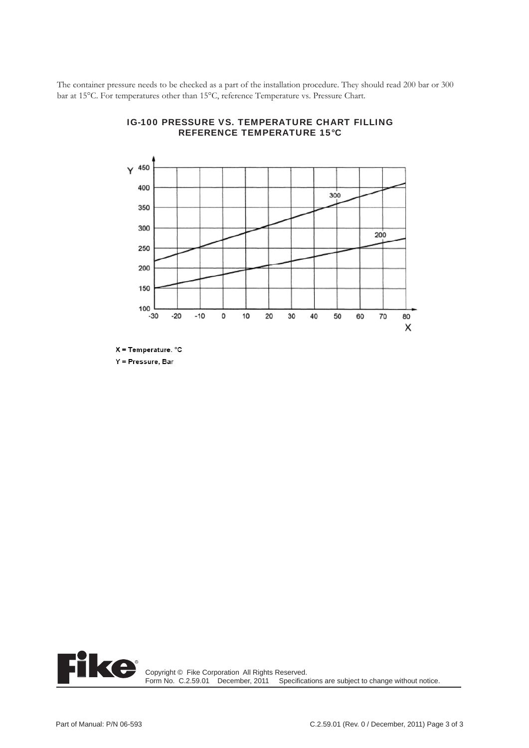The container pressure needs to be checked as a part of the installation procedure. They should read 200 bar or 300 bar at 15°C. For temperatures other than 15°C, reference Temperature vs. Pressure Chart.

## IG-100 PRESSURE VS. TEMPERATURE CHART FILLING REFERENCE TEMPERATURE 15°C

Y
450
400
350
300
250
200
150
100

-30 -20 -10 0 10 20 30 40 50 60 70 80
X

300
200

X = Temperature. °C

Y = Pressure, Bar

Copyright © Fike Corporation All Rights Reserved.
Form No. C.2.59.01 December, 2011 Specifications are subject to change without notice.